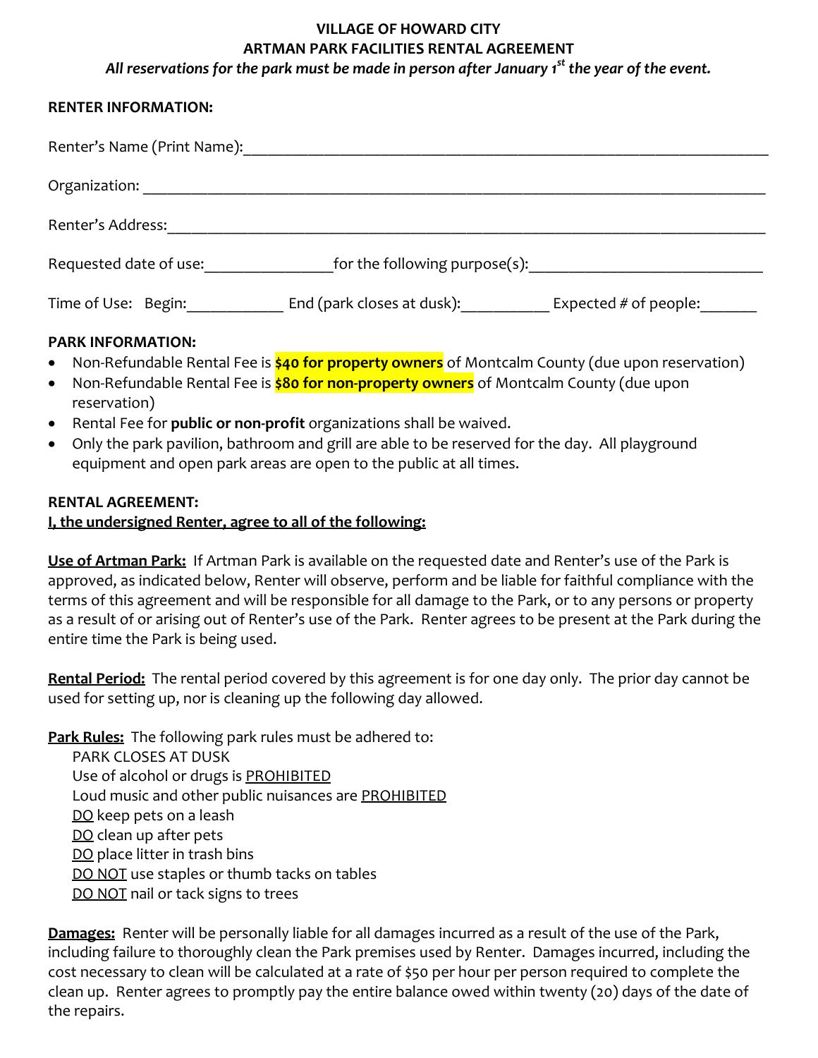# VILLAGE OF HOWARD CITY
## ARTMAN PARK FACILITIES RENTAL AGREEMENT

*All reservations for the park must be made in person after January 1st the year of the event.*

**RENTER INFORMATION:**

Renter's Name (Print Name):_______________________________________________

Organization: _______________________________________________

Renter's Address:_______________________________________________

Requested date of use:_______________for the following purpose(s):___________________________

Time of Use: Begin:___________ End (park closes at dusk):__________ Expected # of people:_______

**PARK INFORMATION:**

- Non-Refundable Rental Fee is **$40 for property owners** of Montcalm County (due upon reservation)
- Non-Refundable Rental Fee is **$80 for non-property owners** of Montcalm County (due upon reservation)
- Rental Fee for **public or non-profit** organizations shall be waived.
- Only the park pavilion, bathroom and grill are able to be reserved for the day. All playground equipment and open park areas are open to the public at all times.

**RENTAL AGREEMENT:**

**I, the undersigned Renter, agree to all of the following:**

**Use of Artman Park:** If Artman Park is available on the requested date and Renter's use of the Park is approved, as indicated below, Renter will observe, perform and be liable for faithful compliance with the terms of this agreement and will be responsible for all damage to the Park, or to any persons or property as a result of or arising out of Renter's use of the Park. Renter agrees to be present at the Park during the entire time the Park is being used.

**Rental Period:** The rental period covered by this agreement is for one day only. The prior day cannot be used for setting up, nor is cleaning up the following day allowed.

**Park Rules:** The following park rules must be adhered to:

PARK CLOSES AT DUSK
Use of alcohol or drugs is PROHIBITED
Loud music and other public nuisances are PROHIBITED
DO keep pets on a leash
DO clean up after pets
DO place litter in trash bins
DO NOT use staples or thumb tacks on tables
DO NOT nail or tack signs to trees

**Damages:** Renter will be personally liable for all damages incurred as a result of the use of the Park, including failure to thoroughly clean the Park premises used by Renter. Damages incurred, including the cost necessary to clean will be calculated at a rate of $50 per hour per person required to complete the clean up. Renter agrees to promptly pay the entire balance owed within twenty (20) days of the date of the repairs.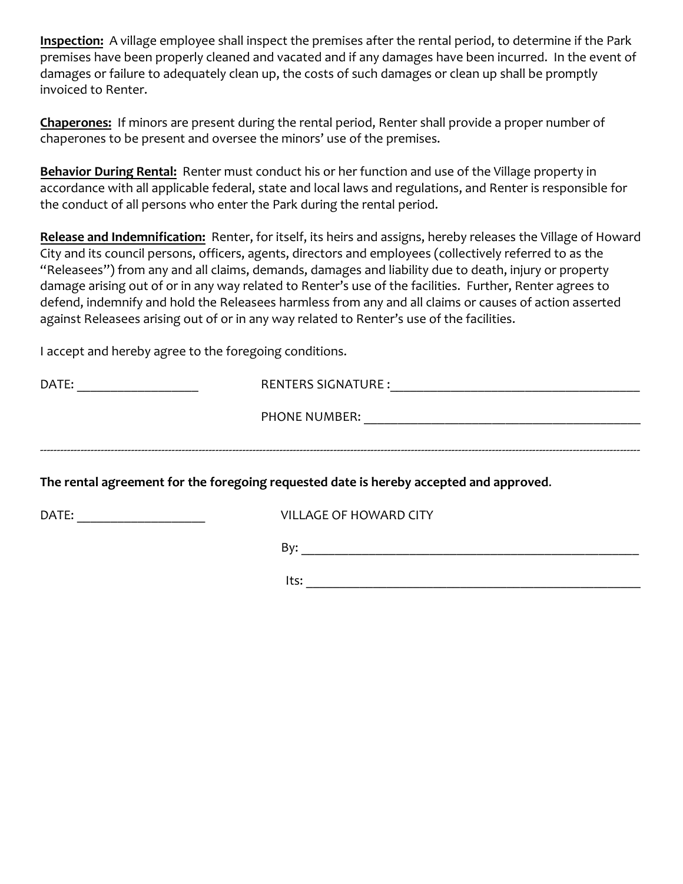**<u>Inspection:</u>** A village employee shall inspect the premises after the rental period, to determine if the Park premises have been properly cleaned and vacated and if any damages have been incurred. In the event of damages or failure to adequately clean up, the costs of such damages or clean up shall be promptly invoiced to Renter.

**<u>Chaperones:</u>** If minors are present during the rental period, Renter shall provide a proper number of chaperones to be present and oversee the minors' use of the premises.

**<u>Behavior During Rental:</u>** Renter must conduct his or her function and use of the Village property in accordance with all applicable federal, state and local laws and regulations, and Renter is responsible for the conduct of all persons who enter the Park during the rental period.

**<u>Release and Indemnification:</u>** Renter, for itself, its heirs and assigns, hereby releases the Village of Howard City and its council persons, officers, agents, directors and employees (collectively referred to as the "Releasees") from any and all claims, demands, damages and liability due to death, injury or property damage arising out of or in any way related to Renter's use of the facilities. Further, Renter agrees to defend, indemnify and hold the Releasees harmless from any and all claims or causes of action asserted against Releasees arising out of or in any way related to Renter's use of the facilities.

I accept and hereby agree to the foregoing conditions.

DATE: ___________________ RENTERS SIGNATURE : _______________________________________

PHONE NUMBER: ___________________________________________

---

**The rental agreement for the foregoing requested date is hereby accepted and approved**.

DATE: ____________________ VILLAGE OF HOWARD CITY

By: _____________________________________________________

Its: _____________________________________________________